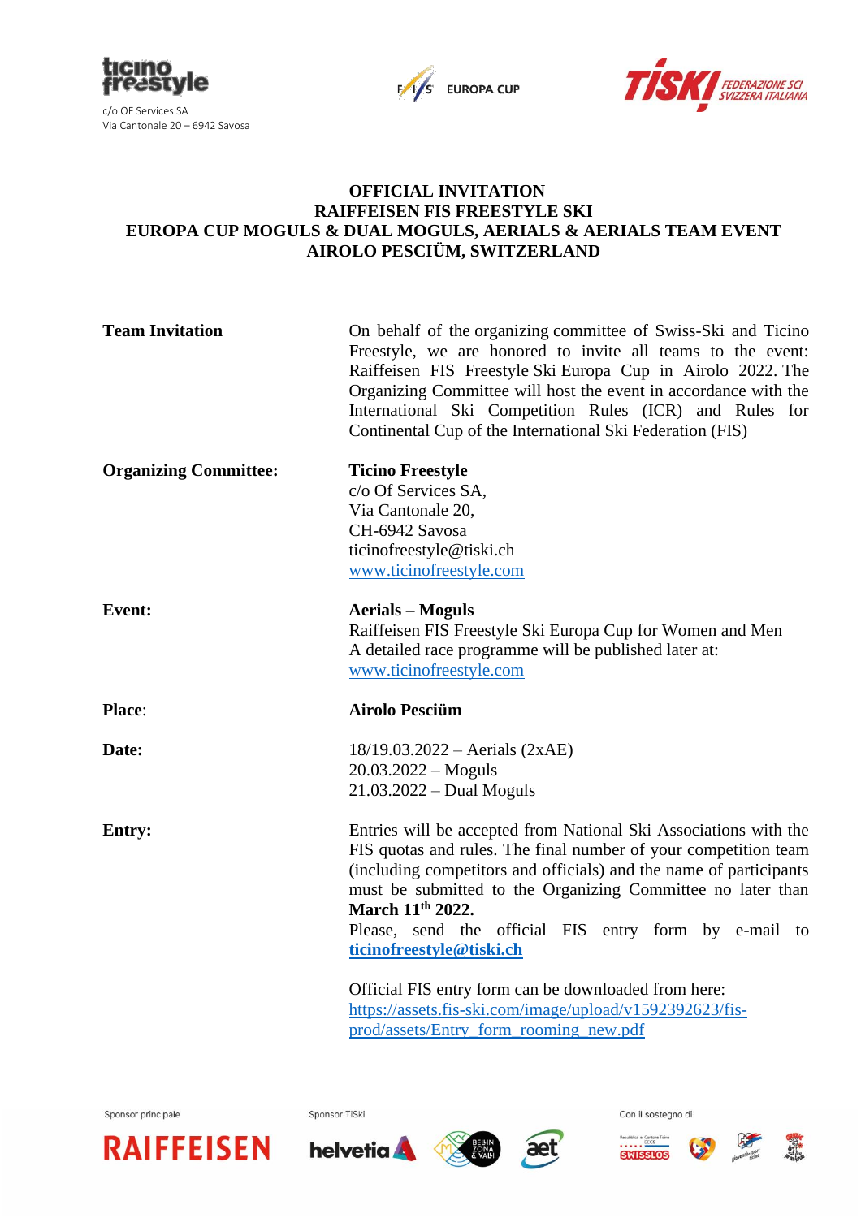ticino freestyle
c/o OF Services SA
Via Cantonale 20 – 6942 Savosa

FIS EUROPA CUP

TISKI FEDERAZIONE SCI SVIZZERA ITALIANA

# OFFICIAL INVITATION
# RAIFFEISEN FIS FREESTYLE SKI
# EUROPA CUP MOGULS & DUAL MOGULS, AERIALS & AERIALS TEAM EVENT
# AIROLO PESCIÜM, SWITZERLAND

**Team Invitation**

On behalf of the organizing committee of Swiss-Ski and Ticino Freestyle, we are honored to invite all teams to the event: Raiffeisen FIS Freestyle Ski Europa Cup in Airolo 2022. The Organizing Committee will host the event in accordance with the International Ski Competition Rules (ICR) and Rules for Continental Cup of the International Ski Federation (FIS)

**Organizing Committee:**

**Ticino Freestyle**
c/o Of Services SA,
Via Cantonale 20,
CH-6942 Savosa
ticinofreestyle@tiski.ch
[www.ticinofreestyle.com](http://www.ticinofreestyle.com)

**Event:**

**Aerials – Moguls**
Raiffeisen FIS Freestyle Ski Europa Cup for Women and Men
A detailed race programme will be published later at:
[www.ticinofreestyle.com](http://www.ticinofreestyle.com)

**Place**:

**Airolo Pesciüm**

**Date:**

18/19.03.2022 – Aerials (2xAE)
20.03.2022 – Moguls
21.03.2022 – Dual Moguls

**Entry:**

Entries will be accepted from National Ski Associations with the FIS quotas and rules. The final number of your competition team (including competitors and officials) and the name of participants must be submitted to the Organizing Committee no later than **March 11th 2022.**
Please, send the official FIS entry form by e-mail to **[ticinofreestyle@tiski.ch](mailto:ticinofreestyle@tiski.ch)**

Official FIS entry form can be downloaded from here:
[https://assets.fis-ski.com/image/upload/v1592392623/fis-prod/assets/Entry_form_rooming_new.pdf](https://assets.fis-ski.com/image/upload/v1592392623/fis-prod/assets/Entry_form_rooming_new.pdf)

Sponsor principale: RAIFFEISEN
Sponsor TiSki: helvetia, Bellinzona e Valli, aet
Con il sostegno di: SWISSLOS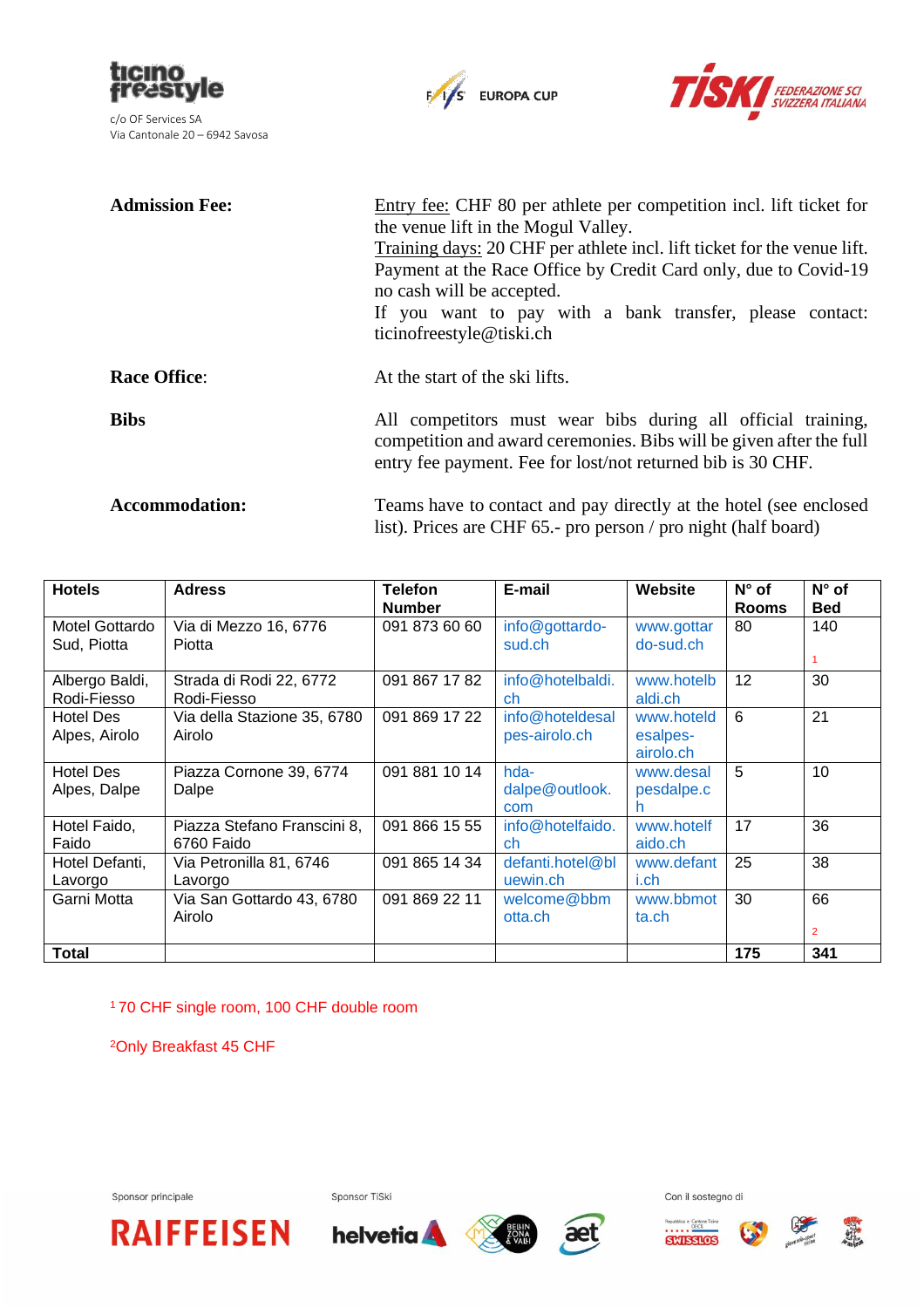**Admission Fee:** Entry fee: CHF 80 per athlete per competition incl. lift ticket for the venue lift in the Mogul Valley.
Training days: 20 CHF per athlete incl. lift ticket for the venue lift. Payment at the Race Office by Credit Card only, due to Covid-19 no cash will be accepted.
If you want to pay with a bank transfer, please contact: ticinofreestyle@tiski.ch

**Race Office**: At the start of the ski lifts.

**Bibs** All competitors must wear bibs during all official training, competition and award ceremonies. Bibs will be given after the full entry fee payment. Fee for lost/not returned bib is 30 CHF.

**Accommodation:** Teams have to contact and pay directly at the hotel (see enclosed list). Prices are CHF 65.- pro person / pro night (half board)

| Hotels | Adress | Telefon Number | E-mail | Website | N° of Rooms | N° of Bed |
|---|---|---|---|---|---|---|
| Motel Gottardo Sud, Piotta | Via di Mezzo 16, 6776 Piotta | 091 873 60 60 | info@gottardo-sud.ch | www.gottardo-sud.ch | 80 | 140 [1] |
| Albergo Baldi, Rodi-Fiesso | Strada di Rodi 22, 6772 Rodi-Fiesso | 091 867 17 82 | info@hotelbaldi.ch | www.hotelbaldi.ch | 12 | 30 |
| Hotel Des Alpes, Airolo | Via della Stazione 35, 6780 Airolo | 091 869 17 22 | info@hoteldesalpes-airolo.ch | www.hoteldesalpes-airolo.ch | 6 | 21 |
| Hotel Des Alpes, Dalpe | Piazza Cornone 39, 6774 Dalpe | 091 881 10 14 | hda-dalpe@outlook.com | www.desalpesdalpe.ch | 5 | 10 |
| Hotel Faido, Faido | Piazza Stefano Franscini 8, 6760 Faido | 091 866 15 55 | info@hotelfaido.ch | www.hotelfaido.ch | 17 | 36 |
| Hotel Defanti, Lavorgo | Via Petronilla 81, 6746 Lavorgo | 091 865 14 34 | defanti.hotel@bluewin.ch | www.defanti.ch | 25 | 38 |
| Garni Motta | Via San Gottardo 43, 6780 Airolo | 091 869 22 11 | welcome@bbmotta.ch | www.bbmotta.ch | 30 | 66 [2] |
| **Total** | | | | | **175** | **341** |

[1] 70 CHF single room, 100 CHF double room

[2] Only Breakfast 45 CHF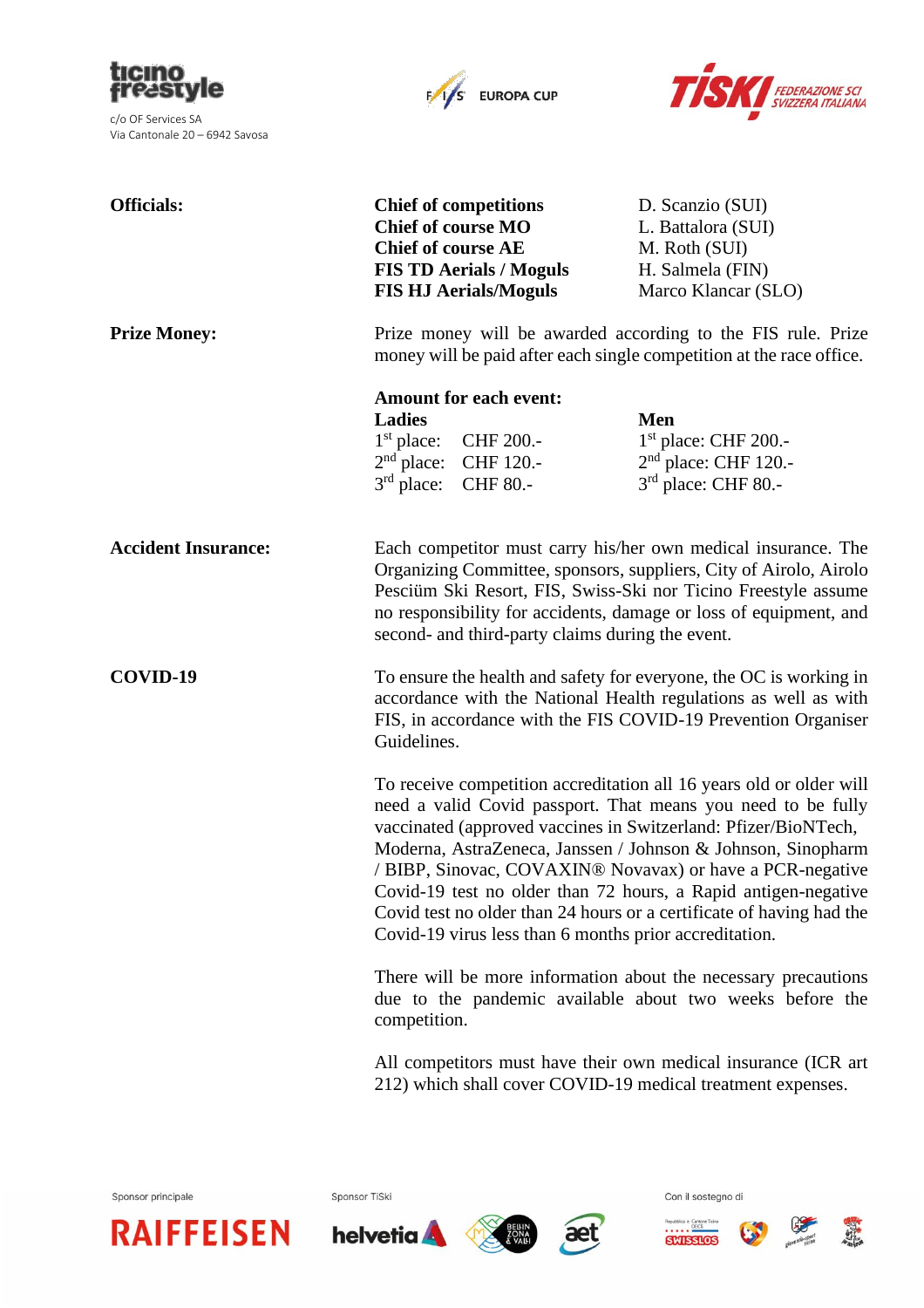**Officials:**

| | |
|---|---|
| **Chief of competitions** | D. Scanzio (SUI) |
| **Chief of course MO** | L. Battalora (SUI) |
| **Chief of course AE** | M. Roth (SUI) |
| **FIS TD Aerials / Moguls** | H. Salmela (FIN) |
| **FIS HJ Aerials/Moguls** | Marco Klancar (SLO) |

**Prize Money:**

Prize money will be awarded according to the FIS rule. Prize money will be paid after each single competition at the race office.

**Amount for each event:**

| **Ladies** | **Men** |
|---|---|
| 1st place: CHF 200.- | 1st place: CHF 200.- |
| 2nd place: CHF 120.- | 2nd place: CHF 120.- |
| 3rd place: CHF 80.- | 3rd place: CHF 80.- |

**Accident Insurance:**

Each competitor must carry his/her own medical insurance. The Organizing Committee, sponsors, suppliers, City of Airolo, Airolo Pesciüm Ski Resort, FIS, Swiss-Ski nor Ticino Freestyle assume no responsibility for accidents, damage or loss of equipment, and second- and third-party claims during the event.

**COVID-19**

To ensure the health and safety for everyone, the OC is working in accordance with the National Health regulations as well as with FIS, in accordance with the FIS COVID-19 Prevention Organiser Guidelines.

To receive competition accreditation all 16 years old or older will need a valid Covid passport. That means you need to be fully vaccinated (approved vaccines in Switzerland: Pfizer/BioNTech, Moderna, AstraZeneca, Janssen / Johnson & Johnson, Sinopharm / BIBP, Sinovac, COVAXIN® Novavax) or have a PCR-negative Covid-19 test no older than 72 hours, a Rapid antigen-negative Covid test no older than 24 hours or a certificate of having had the Covid-19 virus less than 6 months prior accreditation.

There will be more information about the necessary precautions due to the pandemic available about two weeks before the competition.

All competitors must have their own medical insurance (ICR art 212) which shall cover COVID-19 medical treatment expenses.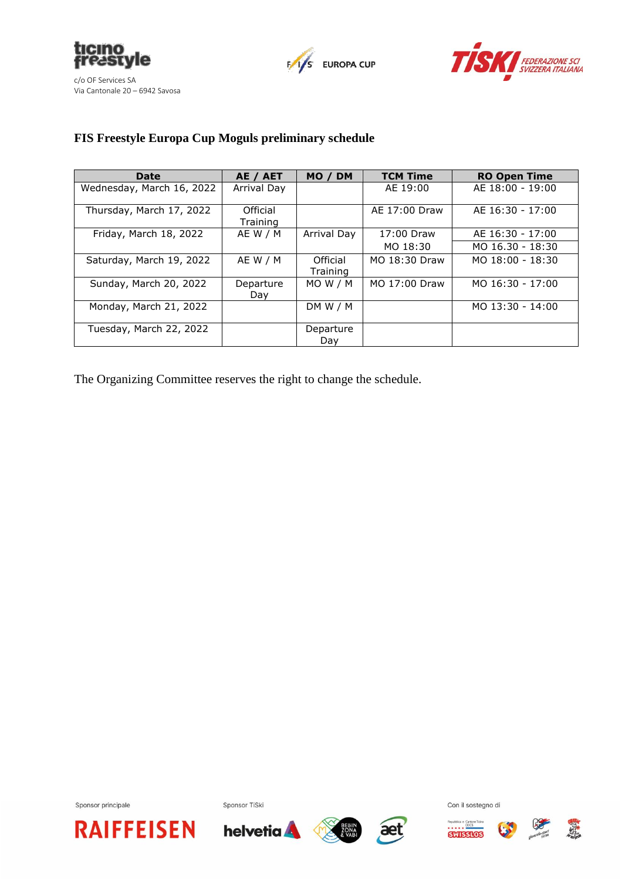ticino freestyle
c/o OF Services SA
Via Cantonale 20 – 6942 Savosa

FIS EUROPA CUP

TISKI FEDERAZIONE SCI SVIZZERA ITALIANA

**FIS Freestyle Europa Cup Moguls preliminary schedule**

| Date | AE / AET | MO / DM | TCM Time | RO Open Time |
|---|---|---|---|---|
| Wednesday, March 16, 2022 | Arrival Day | | AE 19:00 | AE 18:00 - 19:00 |
| Thursday, March 17, 2022 | Official Training | | AE 17:00 Draw | AE 16:30 - 17:00 |
| Friday, March 18, 2022 | AE W / M | Arrival Day | 17:00 Draw<br>MO 18:30 | AE 16:30 - 17:00<br>MO 16.30 - 18:30 |
| Saturday, March 19, 2022 | AE W / M | Official Training | MO 18:30 Draw | MO 18:00 - 18:30 |
| Sunday, March 20, 2022 | Departure Day | MO W / M | MO 17:00 Draw | MO 16:30 - 17:00 |
| Monday, March 21, 2022 | | DM W / M | | MO 13:30 - 14:00 |
| Tuesday, March 22, 2022 | | Departure Day | | |

The Organizing Committee reserves the right to change the schedule.

Sponsor principale RAIFFEISEN

Sponsor TiSki helvetia

Con il sostegno di SWISSLOS